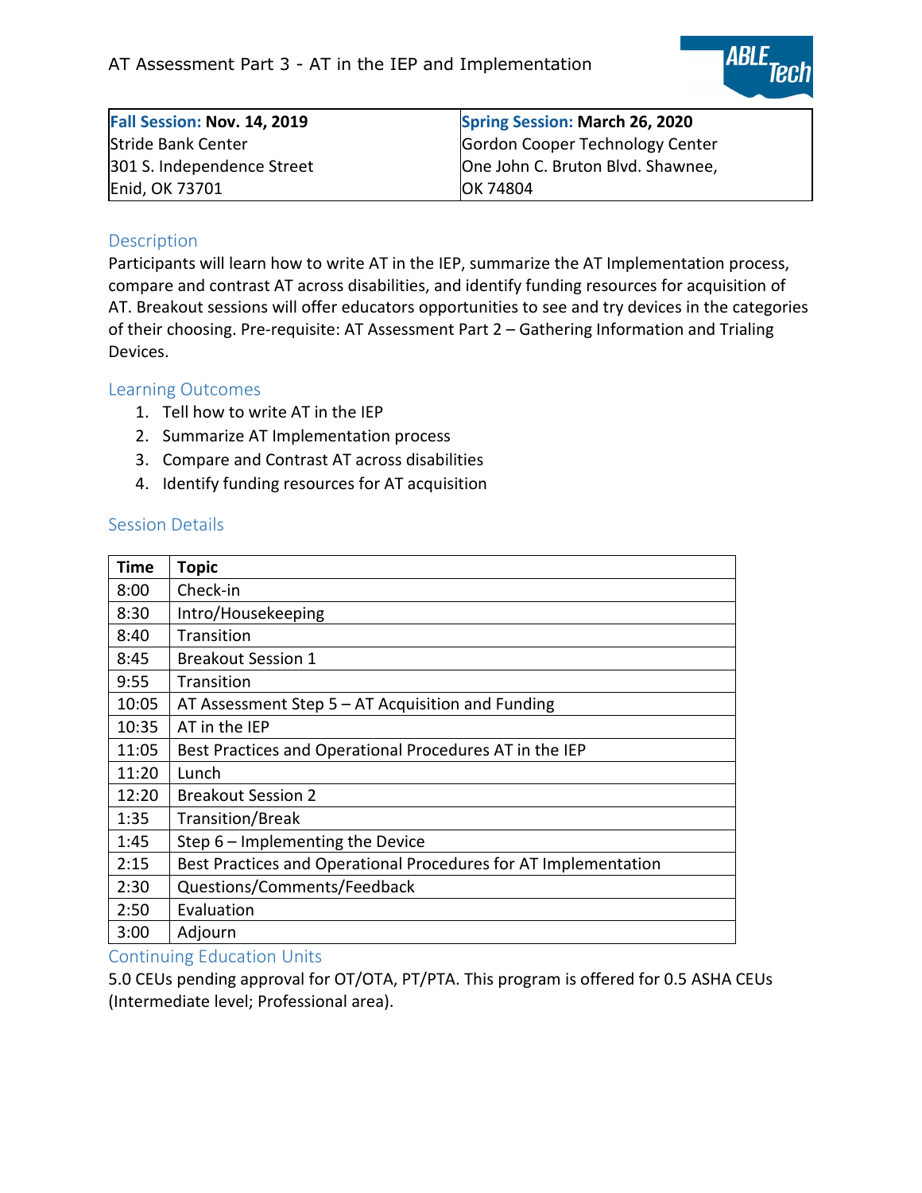# AT Assessment Part 3 - AT in the IEP and Implementation

| **Fall Session:** Nov. 14, 2019 | **Spring Session:** March 26, 2020 |
| --- | --- |
| Stride Bank Center<br>301 S. Independence Street<br>Enid, OK 73701 | Gordon Cooper Technology Center<br>One John C. Bruton Blvd. Shawnee,<br>OK 74804 |

## Description

Participants will learn how to write AT in the IEP, summarize the AT Implementation process, compare and contrast AT across disabilities, and identify funding resources for acquisition of AT. Breakout sessions will offer educators opportunities to see and try devices in the categories of their choosing. Pre-requisite: AT Assessment Part 2 – Gathering Information and Trialing Devices.

## Learning Outcomes

1. Tell how to write AT in the IEP
2. Summarize AT Implementation process
3. Compare and Contrast AT across disabilities
4. Identify funding resources for AT acquisition

## Session Details

| Time | Topic |
| --- | --- |
| 8:00 | Check-in |
| 8:30 | Intro/Housekeeping |
| 8:40 | Transition |
| 8:45 | Breakout Session 1 |
| 9:55 | Transition |
| 10:05 | AT Assessment Step 5 – AT Acquisition and Funding |
| 10:35 | AT in the IEP |
| 11:05 | Best Practices and Operational Procedures AT in the IEP |
| 11:20 | Lunch |
| 12:20 | Breakout Session 2 |
| 1:35 | Transition/Break |
| 1:45 | Step 6 – Implementing the Device |
| 2:15 | Best Practices and Operational Procedures for AT Implementation |
| 2:30 | Questions/Comments/Feedback |
| 2:50 | Evaluation |
| 3:00 | Adjourn |

## Continuing Education Units

5.0 CEUs pending approval for OT/OTA, PT/PTA. This program is offered for 0.5 ASHA CEUs (Intermediate level; Professional area).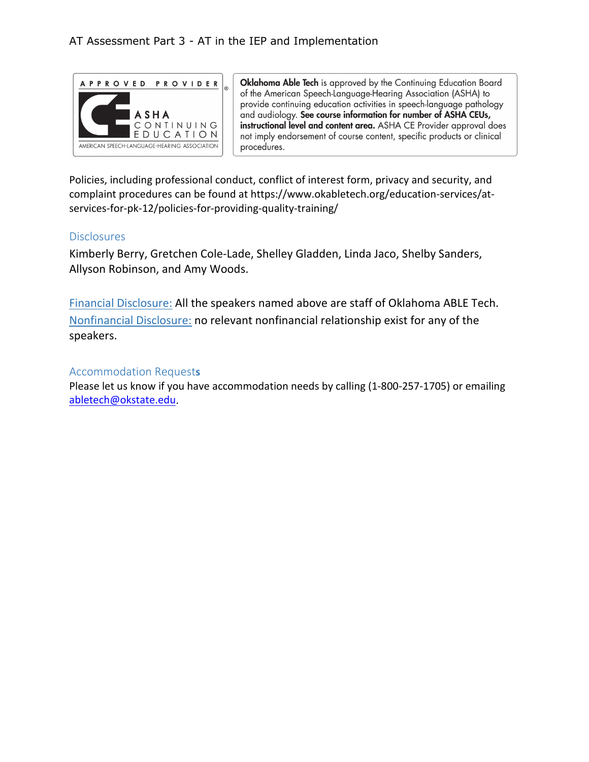AT Assessment Part 3 - AT in the IEP and Implementation

APPROVED PROVIDER

ASHA CONTINUING EDUCATION

AMERICAN SPEECH-LANGUAGE-HEARING ASSOCIATION

**Oklahoma Able Tech** is approved by the Continuing Education Board of the American Speech-Language-Hearing Association (ASHA) to provide continuing education activities in speech-language pathology and audiology. **See course information for number of ASHA CEUs, instructional level and content area.** ASHA CE Provider approval does not imply endorsement of course content, specific products or clinical procedures.

Policies, including professional conduct, conflict of interest form, privacy and security, and complaint procedures can be found at https://www.okabletech.org/education-services/at-services-for-pk-12/policies-for-providing-quality-training/

## Disclosures

Kimberly Berry, Gretchen Cole-Lade, Shelley Gladden, Linda Jaco, Shelby Sanders, Allyson Robinson, and Amy Woods.

Financial Disclosure: All the speakers named above are staff of Oklahoma ABLE Tech.
Nonfinancial Disclosure: no relevant nonfinancial relationship exist for any of the speakers.

## Accommodation Requests

Please let us know if you have accommodation needs by calling (1-800-257-1705) or emailing abletech@okstate.edu.